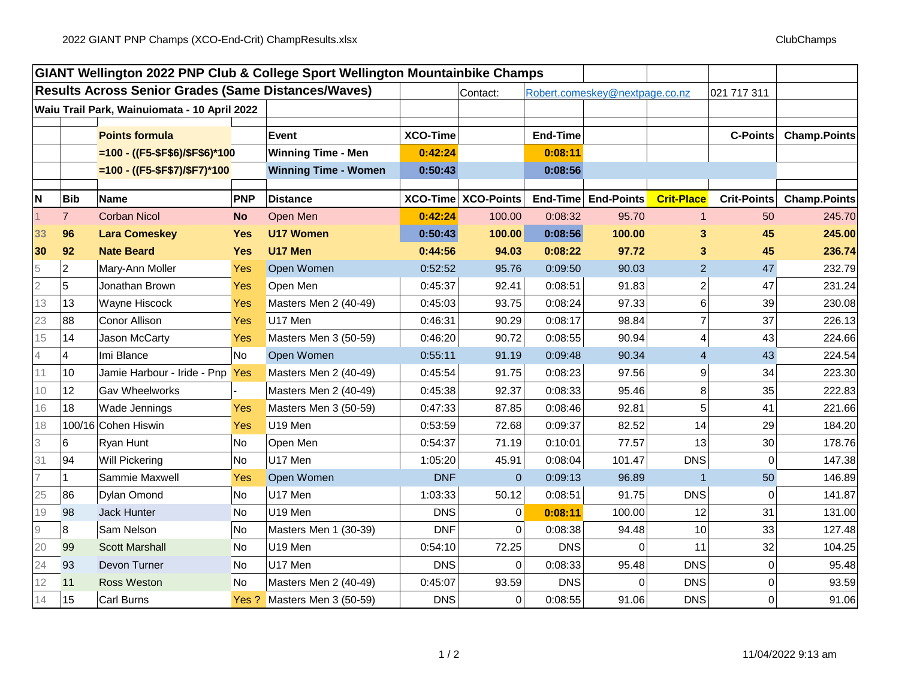# GIANT Wellington 2022 PNP Club & College Sport Wellington Mountainbike Champs

## Results Across Senior Grades (Same Distances/Waves)

Contact: Robert.comeskey@nextpage.co.nz 021 717 311

Waiu Trail Park, Wainuiomata - 10 April 2022

| | | | | Event | XCO-Time | | End-Time | | | C-Points | Champ.Points |
|---|---|---|---|---|---|---|---|---|---|---|---|
| | | **Points formula** | | | | | | | | | |
| | | =100 - ((F5-$F$6)/$F$6)*100 | | Winning Time - Men | 0:42:24 | | 0:08:11 | | | | |
| | | =100 - ((F5-$F$7)/$F7)*100 | | Winning Time - Women | 0:50:43 | | 0:08:56 | | | | |

| N | Bib | Name | PNP | Distance | XCO-Time | XCO-Points | End-Time | End-Points | Crit-Place | Crit-Points | Champ.Points |
|---|---|---|---|---|---|---|---|---|---|---|---|
| 1 | 7 | Corban Nicol | **No** | Open Men | 0:42:24 | 100.00 | 0:08:32 | 95.70 | 1 | 50 | 245.70 |
| **33** | **96** | **Lara Comeskey** | **Yes** | **U17 Women** | **0:50:43** | **100.00** | **0:08:56** | **100.00** | **3** | **45** | **245.00** |
| **30** | **92** | **Nate Beard** | **Yes** | **U17 Men** | **0:44:56** | **94.03** | **0:08:22** | **97.72** | **3** | **45** | **236.74** |
| 5 | 2 | Mary-Ann Moller | Yes | Open Women | 0:52:52 | 95.76 | 0:09:50 | 90.03 | 2 | 47 | 232.79 |
| 2 | 5 | Jonathan Brown | Yes | Open Men | 0:45:37 | 92.41 | 0:08:51 | 91.83 | 2 | 47 | 231.24 |
| 13 | 13 | Wayne Hiscock | Yes | Masters Men 2 (40-49) | 0:45:03 | 93.75 | 0:08:24 | 97.33 | 6 | 39 | 230.08 |
| 23 | 88 | Conor Allison | Yes | U17 Men | 0:46:31 | 90.29 | 0:08:17 | 98.84 | 7 | 37 | 226.13 |
| 15 | 14 | Jason McCarty | Yes | Masters Men 3 (50-59) | 0:46:20 | 90.72 | 0:08:55 | 90.94 | 4 | 43 | 224.66 |
| 4 | 4 | Imi Blance | No | Open Women | 0:55:11 | 91.19 | 0:09:48 | 90.34 | 4 | 43 | 224.54 |
| 11 | 10 | Jamie Harbour - Iride - Pnp | Yes | Masters Men 2 (40-49) | 0:45:54 | 91.75 | 0:08:23 | 97.56 | 9 | 34 | 223.30 |
| 10 | 12 | Gav Wheelworks | - | Masters Men 2 (40-49) | 0:45:38 | 92.37 | 0:08:33 | 95.46 | 8 | 35 | 222.83 |
| 16 | 18 | Wade Jennings | Yes | Masters Men 3 (50-59) | 0:47:33 | 87.85 | 0:08:46 | 92.81 | 5 | 41 | 221.66 |
| 18 | 100/16 | Cohen Hiswin | Yes | U19 Men | 0:53:59 | 72.68 | 0:09:37 | 82.52 | 14 | 29 | 184.20 |
| 3 | 6 | Ryan Hunt | No | Open Men | 0:54:37 | 71.19 | 0:10:01 | 77.57 | 13 | 30 | 178.76 |
| 31 | 94 | Will Pickering | No | U17 Men | 1:05:20 | 45.91 | 0:08:04 | 101.47 | DNS | 0 | 147.38 |
| 7 | 1 | Sammie Maxwell | Yes | Open Women | DNF | 0 | 0:09:13 | 96.89 | 1 | 50 | 146.89 |
| 25 | 86 | Dylan Omond | No | U17 Men | 1:03:33 | 50.12 | 0:08:51 | 91.75 | DNS | 0 | 141.87 |
| 19 | 98 | Jack Hunter | No | U19 Men | DNS | 0 | 0:08:11 | 100.00 | 12 | 31 | 131.00 |
| 9 | 8 | Sam Nelson | No | Masters Men 1 (30-39) | DNF | 0 | 0:08:38 | 94.48 | 10 | 33 | 127.48 |
| 20 | 99 | Scott Marshall | No | U19 Men | 0:54:10 | 72.25 | DNS | 0 | 11 | 32 | 104.25 |
| 24 | 93 | Devon Turner | No | U17 Men | DNS | 0 | 0:08:33 | 95.48 | DNS | 0 | 95.48 |
| 12 | 11 | Ross Weston | No | Masters Men 2 (40-49) | 0:45:07 | 93.59 | DNS | 0 | DNS | 0 | 93.59 |
| 14 | 15 | Carl Burns | Yes ? | Masters Men 3 (50-59) | DNS | 0 | 0:08:55 | 91.06 | DNS | 0 | 91.06 |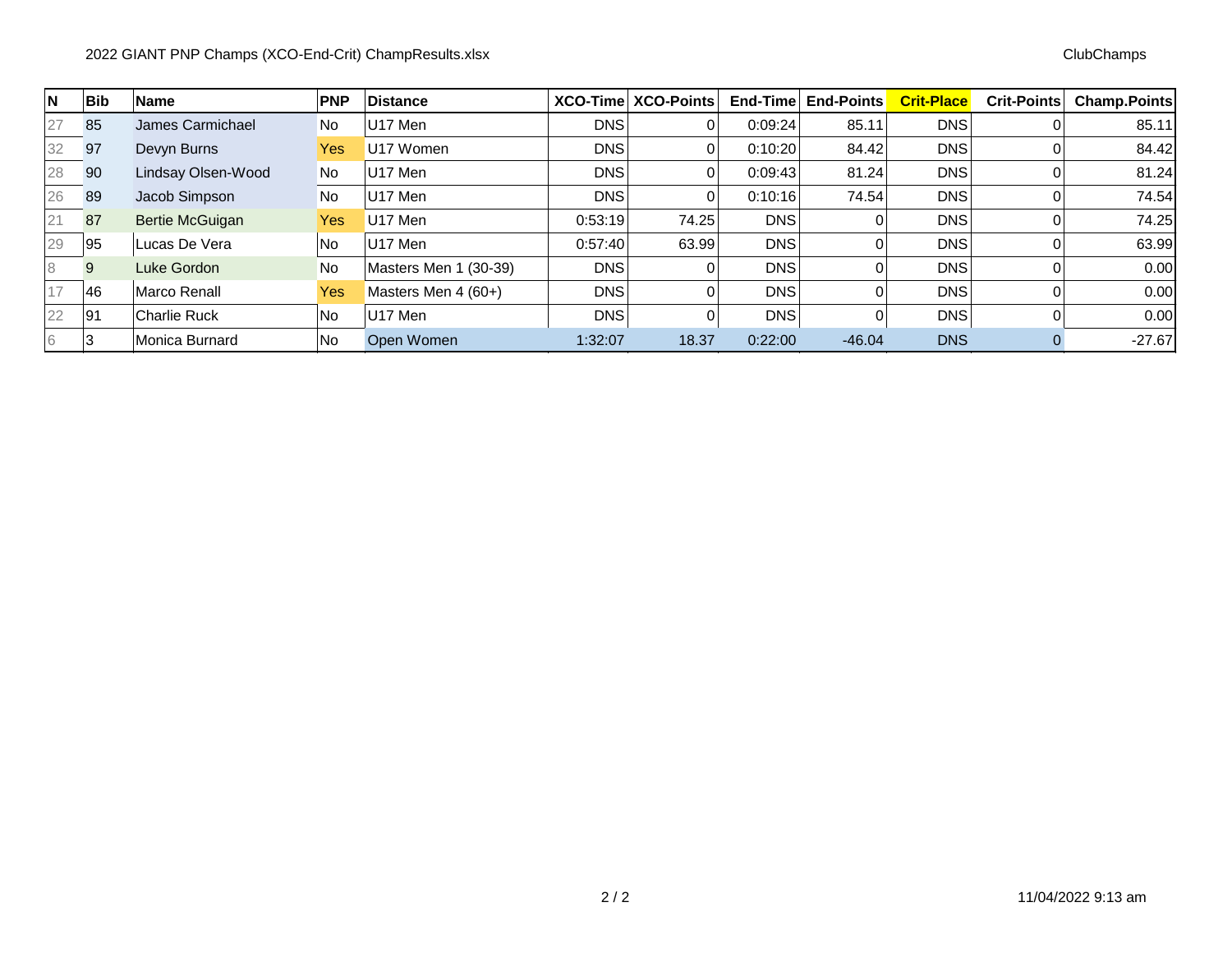| N | Bib | Name | PNP | Distance | XCO-Time | XCO-Points | End-Time | End-Points | Crit-Place | Crit-Points | Champ.Points |
|---|---|---|---|---|---|---|---|---|---|---|---|
| 27 | 85 | James Carmichael | No | U17 Men | DNS | 0 | 0:09:24 | 85.11 | DNS | 0 | 85.11 |
| 32 | 97 | Devyn Burns | Yes | U17 Women | DNS | 0 | 0:10:20 | 84.42 | DNS | 0 | 84.42 |
| 28 | 90 | Lindsay Olsen-Wood | No | U17 Men | DNS | 0 | 0:09:43 | 81.24 | DNS | 0 | 81.24 |
| 26 | 89 | Jacob Simpson | No | U17 Men | DNS | 0 | 0:10:16 | 74.54 | DNS | 0 | 74.54 |
| 21 | 87 | Bertie McGuigan | Yes | U17 Men | 0:53:19 | 74.25 | DNS | 0 | DNS | 0 | 74.25 |
| 29 | 95 | Lucas De Vera | No | U17 Men | 0:57:40 | 63.99 | DNS | 0 | DNS | 0 | 63.99 |
| 8 | 9 | Luke Gordon | No | Masters Men 1 (30-39) | DNS | 0 | DNS | 0 | DNS | 0 | 0.00 |
| 17 | 46 | Marco Renall | Yes | Masters Men 4 (60+) | DNS | 0 | DNS | 0 | DNS | 0 | 0.00 |
| 22 | 91 | Charlie Ruck | No | U17 Men | DNS | 0 | DNS | 0 | DNS | 0 | 0.00 |
| 6 | 3 | Monica Burnard | No | Open Women | 1:32:07 | 18.37 | 0:22:00 | -46.04 | DNS | 0 | -27.67 |